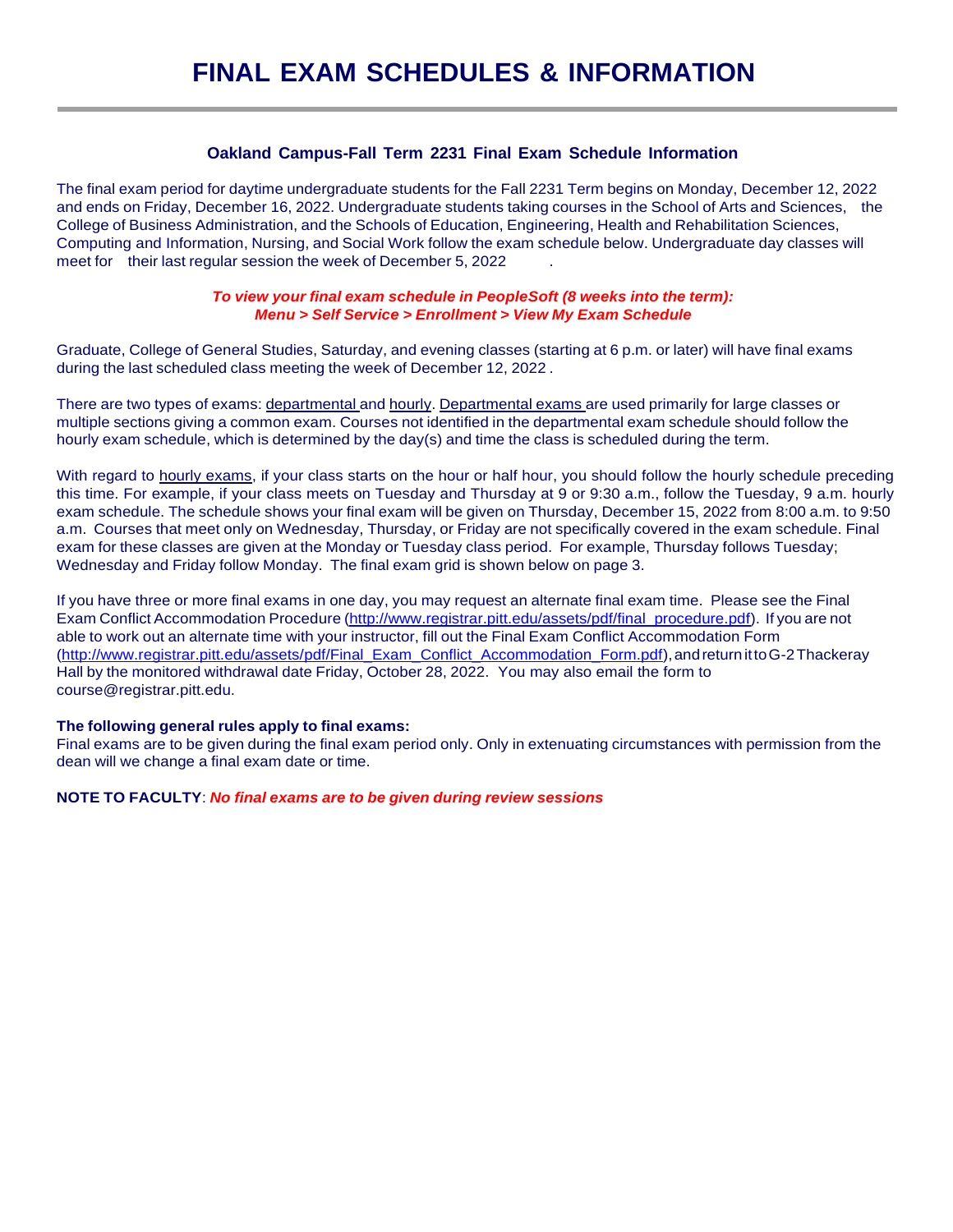# FINAL EXAM SCHEDULES & INFORMATION

## Oakland Campus-Fall Term 2231 Final Exam Schedule Information

The final exam period for daytime undergraduate students for the Fall 2231 Term begins on Monday, December 12, 2022 and ends on Friday, December 16, 2022. Undergraduate students taking courses in the School of Arts and Sciences, the College of Business Administration, and the Schools of Education, Engineering, Health and Rehabilitation Sciences, Computing and Information, Nursing, and Social Work follow the exam schedule below. Undergraduate day classes will meet for their last regular session the week of December 5, 2022 .

***To view your final exam schedule in PeopleSoft (8 weeks into the term):***
***Menu > Self Service > Enrollment > View My Exam Schedule***

Graduate, College of General Studies, Saturday, and evening classes (starting at 6 p.m. or later) will have final exams during the last scheduled class meeting the week of December 12, 2022 .

There are two types of exams: departmental and hourly. Departmental exams are used primarily for large classes or multiple sections giving a common exam. Courses not identified in the departmental exam schedule should follow the hourly exam schedule, which is determined by the day(s) and time the class is scheduled during the term.

With regard to hourly exams, if your class starts on the hour or half hour, you should follow the hourly schedule preceding this time. For example, if your class meets on Tuesday and Thursday at 9 or 9:30 a.m., follow the Tuesday, 9 a.m. hourly exam schedule. The schedule shows your final exam will be given on Thursday, December 15, 2022 from 8:00 a.m. to 9:50 a.m. Courses that meet only on Wednesday, Thursday, or Friday are not specifically covered in the exam schedule. Final exam for these classes are given at the Monday or Tuesday class period. For example, Thursday follows Tuesday; Wednesday and Friday follow Monday. The final exam grid is shown below on page 3.

If you have three or more final exams in one day, you may request an alternate final exam time. Please see the Final Exam Conflict Accommodation Procedure (http://www.registrar.pitt.edu/assets/pdf/final_procedure.pdf). If you are not able to work out an alternate time with your instructor, fill out the Final Exam Conflict Accommodation Form (http://www.registrar.pitt.edu/assets/pdf/Final_Exam_Conflict_Accommodation_Form.pdf), and return it to G-2 Thackeray Hall by the monitored withdrawal date Friday, October 28, 2022. You may also email the form to course@registrar.pitt.edu.

**The following general rules apply to final exams:**
Final exams are to be given during the final exam period only. Only in extenuating circumstances with permission from the dean will we change a final exam date or time.

**NOTE TO FACULTY**: ***No final exams are to be given during review sessions***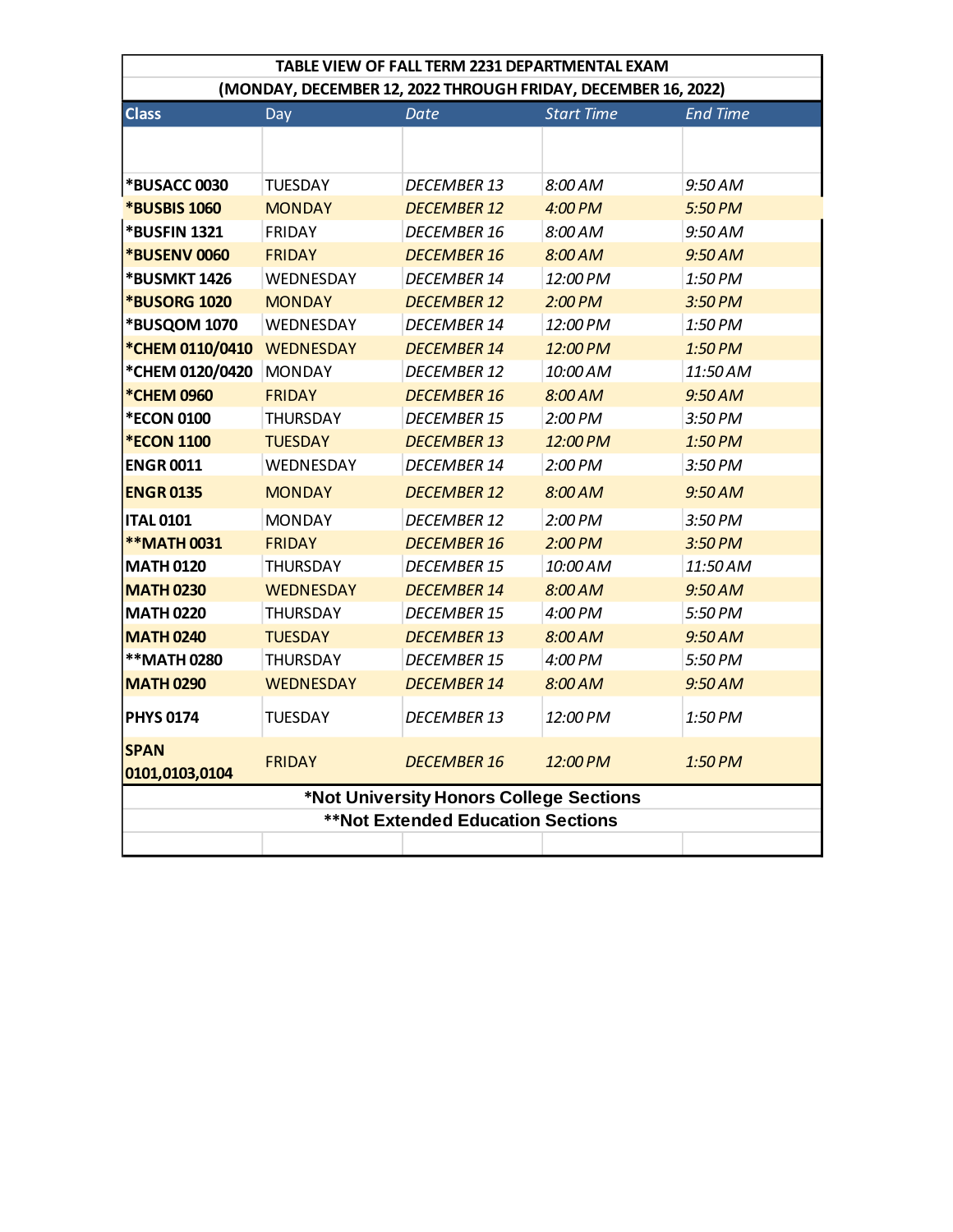| TABLE VIEW OF FALL TERM 2231 DEPARTMENTAL EXAM | | | | |
|---|---|---|---|---|
| (MONDAY, DECEMBER 12, 2022 THROUGH FRIDAY, DECEMBER 16, 2022) | | | | |
| **Class** | Day | *Date* | *Start Time* | *End Time* |
| | | | | |
| ***BUSACC 0030** | TUESDAY | *DECEMBER 13* | *8:00 AM* | *9:50 AM* |
| ***BUSBIS 1060** | MONDAY | *DECEMBER 12* | *4:00 PM* | *5:50 PM* |
| ***BUSFIN 1321** | FRIDAY | *DECEMBER 16* | *8:00 AM* | *9:50 AM* |
| ***BUSENV 0060** | FRIDAY | *DECEMBER 16* | *8:00 AM* | *9:50 AM* |
| ***BUSMKT 1426** | WEDNESDAY | *DECEMBER 14* | *12:00 PM* | *1:50 PM* |
| ***BUSORG 1020** | MONDAY | *DECEMBER 12* | *2:00 PM* | *3:50 PM* |
| ***BUSQOM 1070** | WEDNESDAY | *DECEMBER 14* | *12:00 PM* | *1:50 PM* |
| ***CHEM 0110/0410** | WEDNESDAY | *DECEMBER 14* | *12:00 PM* | *1:50 PM* |
| ***CHEM 0120/0420** | MONDAY | *DECEMBER 12* | *10:00 AM* | *11:50 AM* |
| ***CHEM 0960** | FRIDAY | *DECEMBER 16* | *8:00 AM* | *9:50 AM* |
| ***ECON 0100** | THURSDAY | *DECEMBER 15* | *2:00 PM* | *3:50 PM* |
| ***ECON 1100** | TUESDAY | *DECEMBER 13* | *12:00 PM* | *1:50 PM* |
| **ENGR 0011** | WEDNESDAY | *DECEMBER 14* | *2:00 PM* | *3:50 PM* |
| **ENGR 0135** | MONDAY | *DECEMBER 12* | *8:00 AM* | *9:50 AM* |
| **ITAL 0101** | MONDAY | *DECEMBER 12* | *2:00 PM* | *3:50 PM* |
| ****MATH 0031** | FRIDAY | *DECEMBER 16* | *2:00 PM* | *3:50 PM* |
| **MATH 0120** | THURSDAY | *DECEMBER 15* | *10:00 AM* | *11:50 AM* |
| **MATH 0230** | WEDNESDAY | *DECEMBER 14* | *8:00 AM* | *9:50 AM* |
| **MATH 0220** | THURSDAY | *DECEMBER 15* | *4:00 PM* | *5:50 PM* |
| **MATH 0240** | TUESDAY | *DECEMBER 13* | *8:00 AM* | *9:50 AM* |
| ****MATH 0280** | THURSDAY | *DECEMBER 15* | *4:00 PM* | *5:50 PM* |
| **MATH 0290** | WEDNESDAY | *DECEMBER 14* | *8:00 AM* | *9:50 AM* |
| **PHYS 0174** | TUESDAY | *DECEMBER 13* | *12:00 PM* | *1:50 PM* |
| **SPAN 0101,0103,0104** | FRIDAY | *DECEMBER 16* | *12:00 PM* | *1:50 PM* |
| ***Not University Honors College Sections** | | | | |
| ****Not Extended Education Sections** | | | | |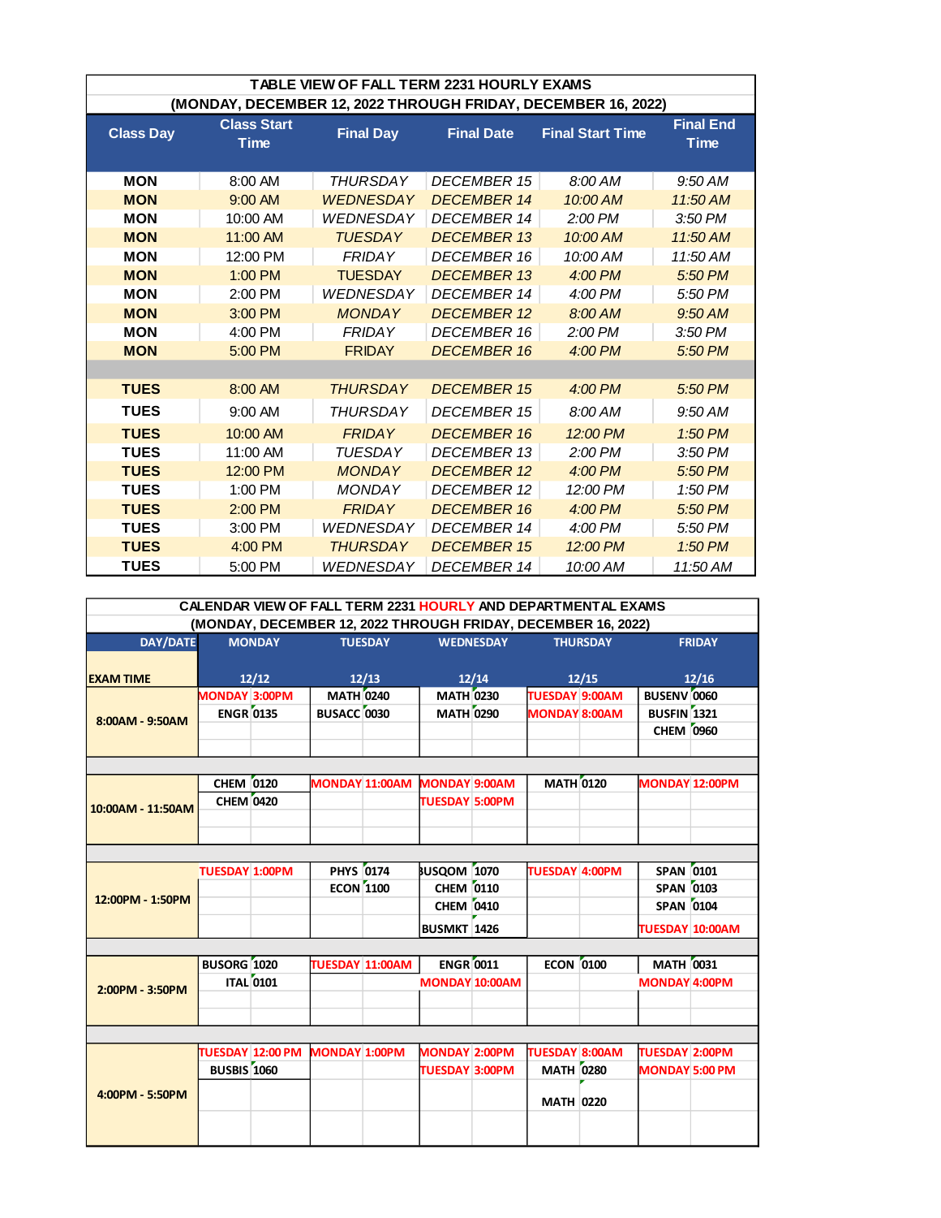## TABLE VIEW OF FALL TERM 2231 HOURLY EXAMS

### (MONDAY, DECEMBER 12, 2022 THROUGH FRIDAY, DECEMBER 16, 2022)

| Class Day | Class Start Time | Final Day | Final Date | Final Start Time | Final End Time |
|---|---|---|---|---|---|
| MON | 8:00 AM | THURSDAY | DECEMBER 15 | 8:00 AM | 9:50 AM |
| MON | 9:00 AM | WEDNESDAY | DECEMBER 14 | 10:00 AM | 11:50 AM |
| MON | 10:00 AM | WEDNESDAY | DECEMBER 14 | 2:00 PM | 3:50 PM |
| MON | 11:00 AM | TUESDAY | DECEMBER 13 | 10:00 AM | 11:50 AM |
| MON | 12:00 PM | FRIDAY | DECEMBER 16 | 10:00 AM | 11:50 AM |
| MON | 1:00 PM | TUESDAY | DECEMBER 13 | 4:00 PM | 5:50 PM |
| MON | 2:00 PM | WEDNESDAY | DECEMBER 14 | 4:00 PM | 5:50 PM |
| MON | 3:00 PM | MONDAY | DECEMBER 12 | 8:00 AM | 9:50 AM |
| MON | 4:00 PM | FRIDAY | DECEMBER 16 | 2:00 PM | 3:50 PM |
| MON | 5:00 PM | FRIDAY | DECEMBER 16 | 4:00 PM | 5:50 PM |
| | | | | | |
| TUES | 8:00 AM | THURSDAY | DECEMBER 15 | 4:00 PM | 5:50 PM |
| TUES | 9:00 AM | THURSDAY | DECEMBER 15 | 8:00 AM | 9:50 AM |
| TUES | 10:00 AM | FRIDAY | DECEMBER 16 | 12:00 PM | 1:50 PM |
| TUES | 11:00 AM | TUESDAY | DECEMBER 13 | 2:00 PM | 3:50 PM |
| TUES | 12:00 PM | MONDAY | DECEMBER 12 | 4:00 PM | 5:50 PM |
| TUES | 1:00 PM | MONDAY | DECEMBER 12 | 12:00 PM | 1:50 PM |
| TUES | 2:00 PM | FRIDAY | DECEMBER 16 | 4:00 PM | 5:50 PM |
| TUES | 3:00 PM | WEDNESDAY | DECEMBER 14 | 4:00 PM | 5:50 PM |
| TUES | 4:00 PM | THURSDAY | DECEMBER 15 | 12:00 PM | 1:50 PM |
| TUES | 5:00 PM | WEDNESDAY | DECEMBER 14 | 10:00 AM | 11:50 AM |

## CALENDAR VIEW OF FALL TERM 2231 HOURLY AND DEPARTMENTAL EXAMS

### (MONDAY, DECEMBER 12, 2022 THROUGH FRIDAY, DECEMBER 16, 2022)

| DAY/DATE / EXAM TIME | MONDAY 12/12 | TUESDAY 12/13 | WEDNESDAY 12/14 | THURSDAY 12/15 | FRIDAY 12/16 |
|---|---|---|---|---|---|
| 8:00AM - 9:50AM | MONDAY 3:00PM<br>ENGR 0135 | MATH 0240<br>BUSACC 0030 | MATH 0230<br>MATH 0290 | TUESDAY 9:00AM<br>MONDAY 8:00AM | BUSENV 0060<br>BUSFIN 1321<br>CHEM 0960 |
| 10:00AM - 11:50AM | CHEM 0120<br>CHEM 0420 | MONDAY 11:00AM | MONDAY 9:00AM<br>TUESDAY 5:00PM | MATH 0120 | MONDAY 12:00PM |
| 12:00PM - 1:50PM | TUESDAY 1:00PM | PHYS 0174<br>ECON 1100 | BUSQOM 1070<br>CHEM 0110<br>CHEM 0410<br>BUSMKT 1426 | TUESDAY 4:00PM | SPAN 0101<br>SPAN 0103<br>SPAN 0104<br>TUESDAY 10:00AM |
| 2:00PM - 3:50PM | BUSORG 1020<br>ITAL 0101 | TUESDAY 11:00AM | ENGR 0011<br>MONDAY 10:00AM | ECON 0100 | MATH 0031<br>MONDAY 4:00PM |
| 4:00PM - 5:50PM | TUESDAY 12:00 PM<br>BUSBIS 1060 | MONDAY 1:00PM | MONDAY 2:00PM<br>TUESDAY 3:00PM | TUESDAY 8:00AM<br>MATH 0280<br>MATH 0220 | TUESDAY 2:00PM<br>MONDAY 5:00 PM |